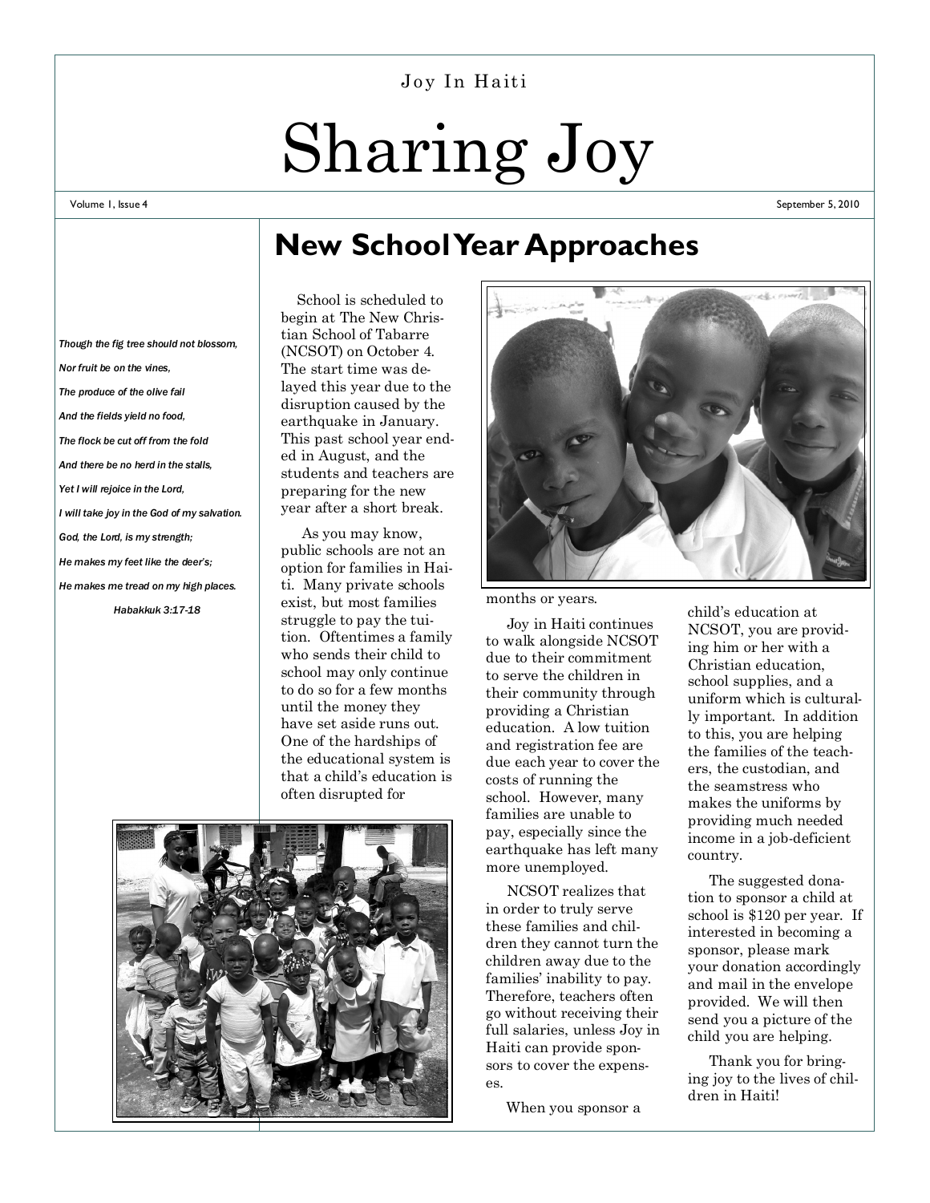Joy In Haiti

# Sharing Joy

Volume 1, Issue 4 — September 5, 2010

*Though the fig tree should not blossom,*

*Nor fruit be on the vines,*

*The produce of the olive fail*

*And the fields yield no food,*

*The flock be cut off from the fold*

*And there be no herd in the stalls,*

*Yet I will rejoice in the Lord,*

*I will take joy in the God of my salvation.*

*God, the Lord, is my strength;*

*He makes my feet like the deer's;*

*He makes me tread on my high places.*

*Habakkuk 3:17-18*

## New School Year Approaches

School is scheduled to begin at The New Christian School of Tabarre (NCSOT) on October 4. The start time was delayed this year due to the disruption caused by the earthquake in January. This past school year ended in August, and the students and teachers are preparing for the new year after a short break.

As you may know, public schools are not an option for families in Haiti. Many private schools exist, but most families struggle to pay the tuition. Oftentimes a family who sends their child to school may only continue to do so for a few months until the money they have set aside runs out. One of the hardships of the educational system is that a child's education is often disrupted for months or years.

Joy in Haiti continues to walk alongside NCSOT due to their commitment to serve the children in their community through providing a Christian education. A low tuition and registration fee are due each year to cover the costs of running the school. However, many families are unable to pay, especially since the earthquake has left many more unemployed.

NCSOT realizes that in order to truly serve these families and children they cannot turn the children away due to the families' inability to pay. Therefore, teachers often go without receiving their full salaries, unless Joy in Haiti can provide sponsors to cover the expenses.

When you sponsor a child's education at NCSOT, you are providing him or her with a Christian education, school supplies, and a uniform which is culturally important. In addition to this, you are helping the families of the teachers, the custodian, and the seamstress who makes the uniforms by providing much needed income in a job-deficient country.

The suggested donation to sponsor a child at school is $120 per year. If interested in becoming a sponsor, please mark your donation accordingly and mail in the envelope provided. We will then send you a picture of the child you are helping.

Thank you for bringing joy to the lives of children in Haiti!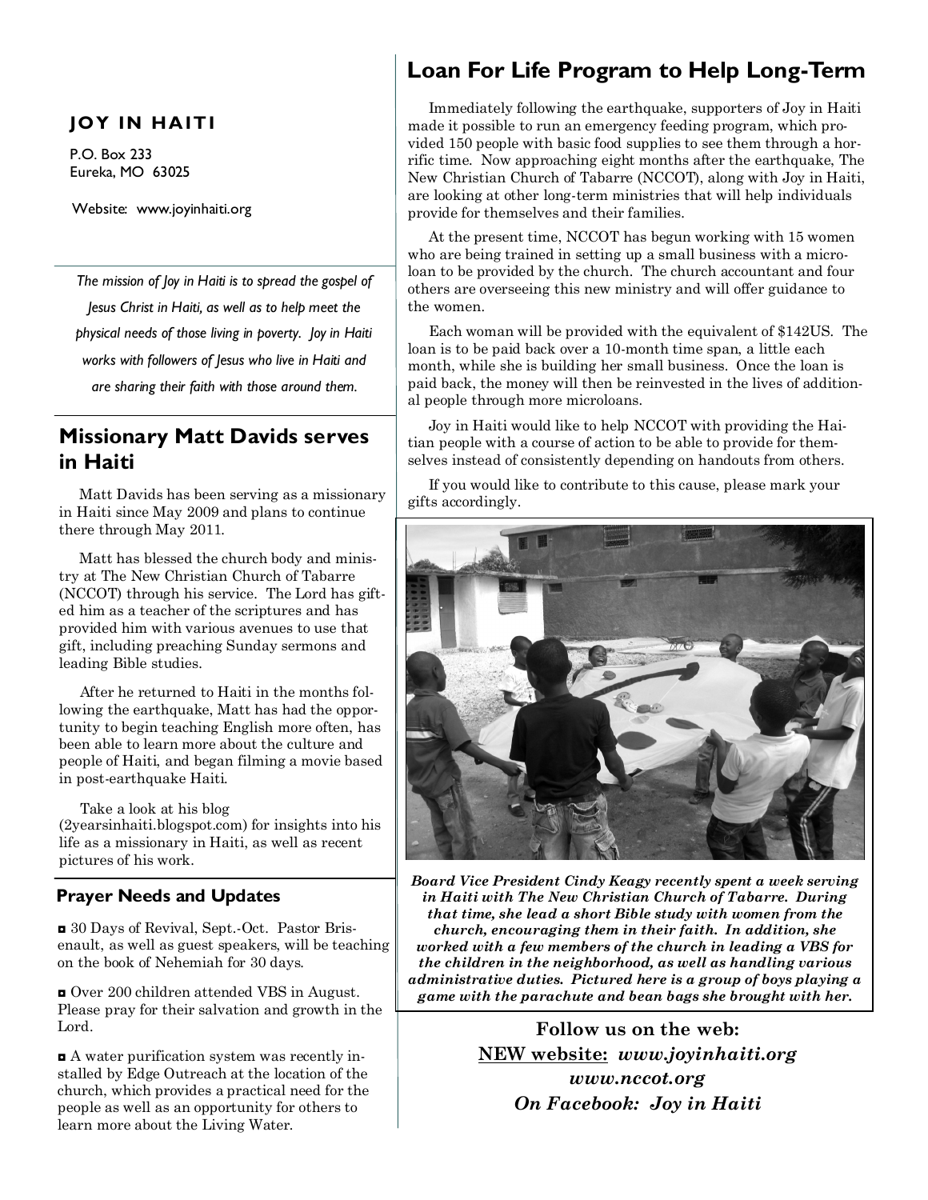**JOY IN HAITI**

P.O. Box 233
Eureka, MO 63025

Website: www.joyinhaiti.org

*The mission of Joy in Haiti is to spread the gospel of Jesus Christ in Haiti, as well as to help meet the physical needs of those living in poverty. Joy in Haiti works with followers of Jesus who live in Haiti and are sharing their faith with those around them.*

## Missionary Matt Davids serves in Haiti

Matt Davids has been serving as a missionary in Haiti since May 2009 and plans to continue there through May 2011.

Matt has blessed the church body and ministry at The New Christian Church of Tabarre (NCCOT) through his service. The Lord has gifted him as a teacher of the scriptures and has provided him with various avenues to use that gift, including preaching Sunday sermons and leading Bible studies.

After he returned to Haiti in the months following the earthquake, Matt has had the opportunity to begin teaching English more often, has been able to learn more about the culture and people of Haiti, and began filming a movie based in post-earthquake Haiti.

Take a look at his blog (2yearsinhaiti.blogspot.com) for insights into his life as a missionary in Haiti, as well as recent pictures of his work.

### Prayer Needs and Updates

- 30 Days of Revival, Sept.-Oct. Pastor Brisenault, as well as guest speakers, will be teaching on the book of Nehemiah for 30 days.
- Over 200 children attended VBS in August. Please pray for their salvation and growth in the Lord.
- A water purification system was recently installed by Edge Outreach at the location of the church, which provides a practical need for the people as well as an opportunity for others to learn more about the Living Water.

## Loan For Life Program to Help Long-Term

Immediately following the earthquake, supporters of Joy in Haiti made it possible to run an emergency feeding program, which provided 150 people with basic food supplies to see them through a horrific time. Now approaching eight months after the earthquake, The New Christian Church of Tabarre (NCCOT), along with Joy in Haiti, are looking at other long-term ministries that will help individuals provide for themselves and their families.

At the present time, NCCOT has begun working with 15 women who are being trained in setting up a small business with a microloan to be provided by the church. The church accountant and four others are overseeing this new ministry and will offer guidance to the women.

Each woman will be provided with the equivalent of $142US. The loan is to be paid back over a 10-month time span, a little each month, while she is building her small business. Once the loan is paid back, the money will then be reinvested in the lives of additional people through more microloans.

Joy in Haiti would like to help NCCOT with providing the Haitian people with a course of action to be able to provide for themselves instead of consistently depending on handouts from others.

If you would like to contribute to this cause, please mark your gifts accordingly.

***Board Vice President Cindy Keagy recently spent a week serving in Haiti with The New Christian Church of Tabarre. During that time, she lead a short Bible study with women from the church, encouraging them in their faith. In addition, she worked with a few members of the church in leading a VBS for the children in the neighborhood, as well as handling various administrative duties. Pictured here is a group of boys playing a game with the parachute and bean bags she brought with her.***

**Follow us on the web:**
**NEW website: *www.joyinhaiti.org***
***www.nccot.org***
***On Facebook: Joy in Haiti***